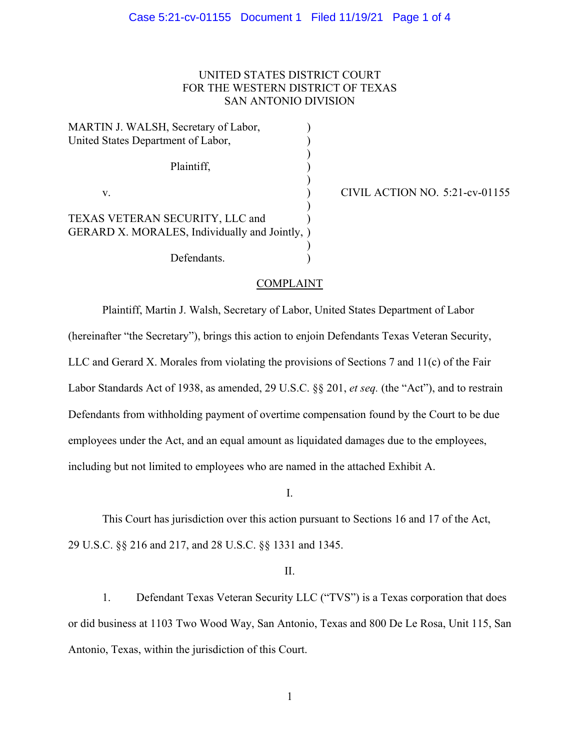UNITED STATES DISTRICT COURT
FOR THE WESTERN DISTRICT OF TEXAS
SAN ANTONIO DIVISION

| | | |
|---|---|---|
| MARTIN J. WALSH, Secretary of Labor, United States Department of Labor, | ) | |
| Plaintiff, | ) | |
| v. | ) | CIVIL ACTION NO. 5:21-cv-01155 |
| TEXAS VETERAN SECURITY, LLC and GERARD X. MORALES, Individually and Jointly, | ) | |
| Defendants. | ) | |

## COMPLAINT

Plaintiff, Martin J. Walsh, Secretary of Labor, United States Department of Labor (hereinafter "the Secretary"), brings this action to enjoin Defendants Texas Veteran Security, LLC and Gerard X. Morales from violating the provisions of Sections 7 and 11(c) of the Fair Labor Standards Act of 1938, as amended, 29 U.S.C. §§ 201, *et seq.* (the "Act"), and to restrain Defendants from withholding payment of overtime compensation found by the Court to be due employees under the Act, and an equal amount as liquidated damages due to the employees, including but not limited to employees who are named in the attached Exhibit A.

I.

This Court has jurisdiction over this action pursuant to Sections 16 and 17 of the Act, 29 U.S.C. §§ 216 and 217, and 28 U.S.C. §§ 1331 and 1345.

II.

1. Defendant Texas Veteran Security LLC ("TVS") is a Texas corporation that does or did business at 1103 Two Wood Way, San Antonio, Texas and 800 De Le Rosa, Unit 115, San Antonio, Texas, within the jurisdiction of this Court.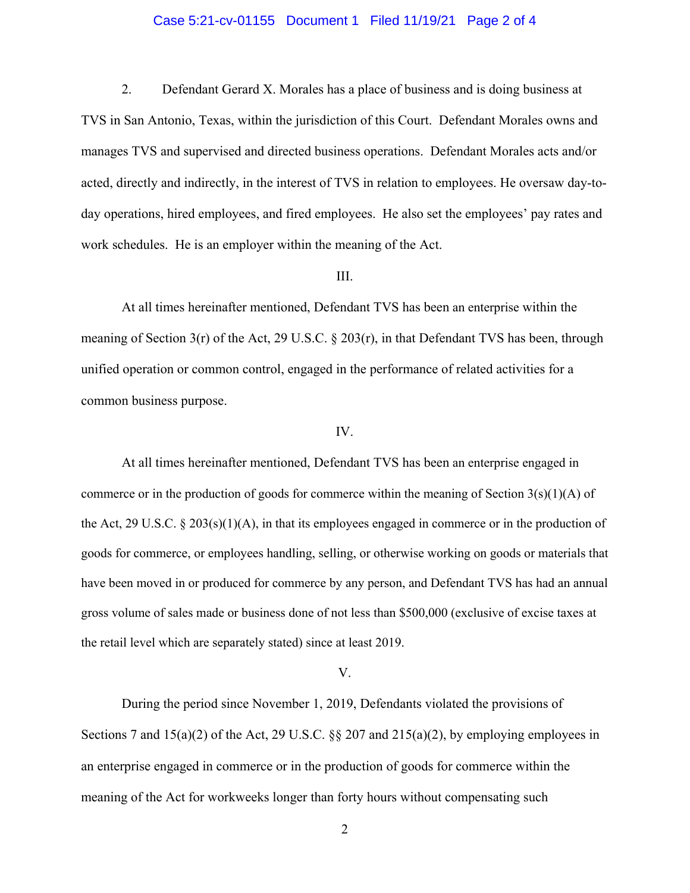2. Defendant Gerard X. Morales has a place of business and is doing business at TVS in San Antonio, Texas, within the jurisdiction of this Court. Defendant Morales owns and manages TVS and supervised and directed business operations. Defendant Morales acts and/or acted, directly and indirectly, in the interest of TVS in relation to employees. He oversaw day-to-day operations, hired employees, and fired employees. He also set the employees' pay rates and work schedules. He is an employer within the meaning of the Act.

III.

At all times hereinafter mentioned, Defendant TVS has been an enterprise within the meaning of Section 3(r) of the Act, 29 U.S.C. § 203(r), in that Defendant TVS has been, through unified operation or common control, engaged in the performance of related activities for a common business purpose.

IV.

At all times hereinafter mentioned, Defendant TVS has been an enterprise engaged in commerce or in the production of goods for commerce within the meaning of Section 3(s)(1)(A) of the Act, 29 U.S.C. § 203(s)(1)(A), in that its employees engaged in commerce or in the production of goods for commerce, or employees handling, selling, or otherwise working on goods or materials that have been moved in or produced for commerce by any person, and Defendant TVS has had an annual gross volume of sales made or business done of not less than $500,000 (exclusive of excise taxes at the retail level which are separately stated) since at least 2019.

V.

During the period since November 1, 2019, Defendants violated the provisions of Sections 7 and 15(a)(2) of the Act, 29 U.S.C. §§ 207 and 215(a)(2), by employing employees in an enterprise engaged in commerce or in the production of goods for commerce within the meaning of the Act for workweeks longer than forty hours without compensating such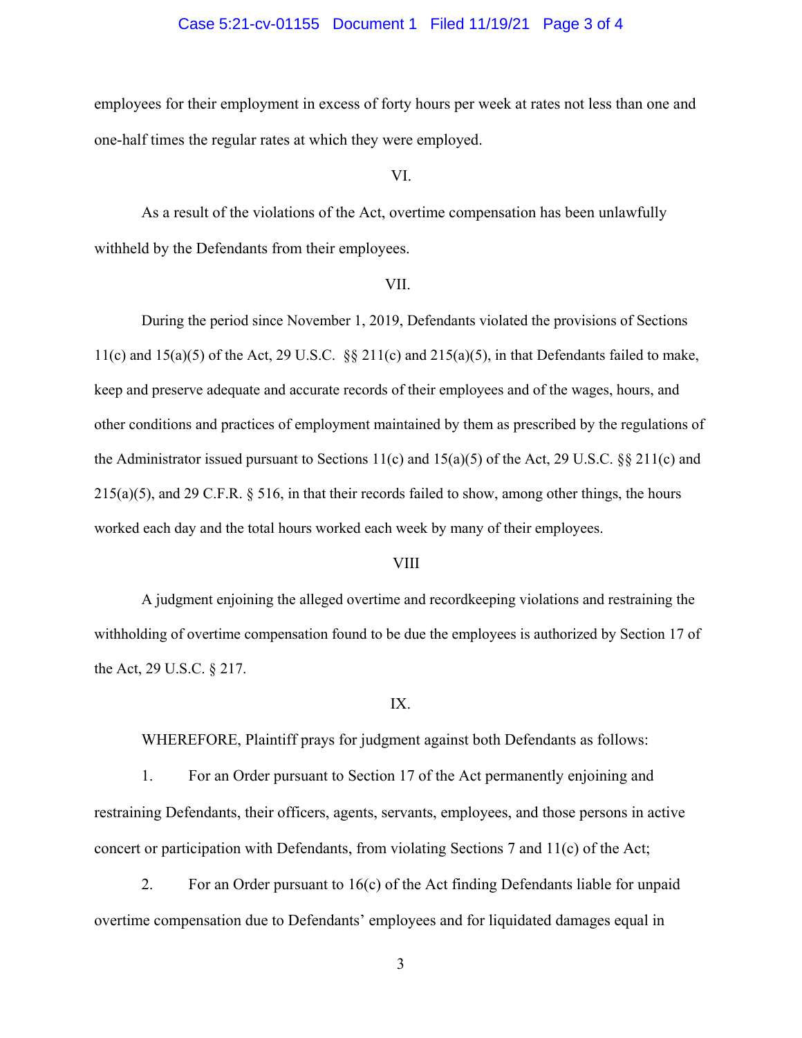employees for their employment in excess of forty hours per week at rates not less than one and one-half times the regular rates at which they were employed.

VI.

As a result of the violations of the Act, overtime compensation has been unlawfully withheld by the Defendants from their employees.

VII.

During the period since November 1, 2019, Defendants violated the provisions of Sections 11(c) and 15(a)(5) of the Act, 29 U.S.C. §§ 211(c) and 215(a)(5), in that Defendants failed to make, keep and preserve adequate and accurate records of their employees and of the wages, hours, and other conditions and practices of employment maintained by them as prescribed by the regulations of the Administrator issued pursuant to Sections 11(c) and 15(a)(5) of the Act, 29 U.S.C. §§ 211(c) and 215(a)(5), and 29 C.F.R. § 516, in that their records failed to show, among other things, the hours worked each day and the total hours worked each week by many of their employees.

VIII

A judgment enjoining the alleged overtime and recordkeeping violations and restraining the withholding of overtime compensation found to be due the employees is authorized by Section 17 of the Act, 29 U.S.C. § 217.

IX.

WHEREFORE, Plaintiff prays for judgment against both Defendants as follows:

1. For an Order pursuant to Section 17 of the Act permanently enjoining and restraining Defendants, their officers, agents, servants, employees, and those persons in active concert or participation with Defendants, from violating Sections 7 and 11(c) of the Act;

2. For an Order pursuant to 16(c) of the Act finding Defendants liable for unpaid overtime compensation due to Defendants' employees and for liquidated damages equal in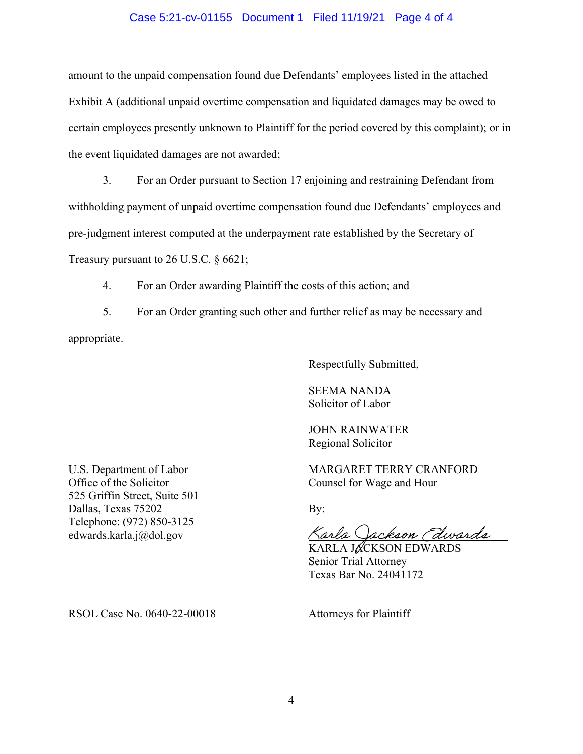amount to the unpaid compensation found due Defendants' employees listed in the attached Exhibit A (additional unpaid overtime compensation and liquidated damages may be owed to certain employees presently unknown to Plaintiff for the period covered by this complaint); or in the event liquidated damages are not awarded;

3. For an Order pursuant to Section 17 enjoining and restraining Defendant from withholding payment of unpaid overtime compensation found due Defendants' employees and pre-judgment interest computed at the underpayment rate established by the Secretary of Treasury pursuant to 26 U.S.C. § 6621;

4. For an Order awarding Plaintiff the costs of this action; and

5. For an Order granting such other and further relief as may be necessary and appropriate.

Respectfully Submitted,

SEEMA NANDA
Solicitor of Labor

JOHN RAINWATER
Regional Solicitor

MARGARET TERRY CRANFORD
Counsel for Wage and Hour

By:

*Karla Jackson Edwards*
KARLA JACKSON EDWARDS
Senior Trial Attorney
Texas Bar No. 24041172

Attorneys for Plaintiff

U.S. Department of Labor
Office of the Solicitor
525 Griffin Street, Suite 501
Dallas, Texas 75202
Telephone: (972) 850-3125
edwards.karla.j@dol.gov

RSOL Case No. 0640-22-00018